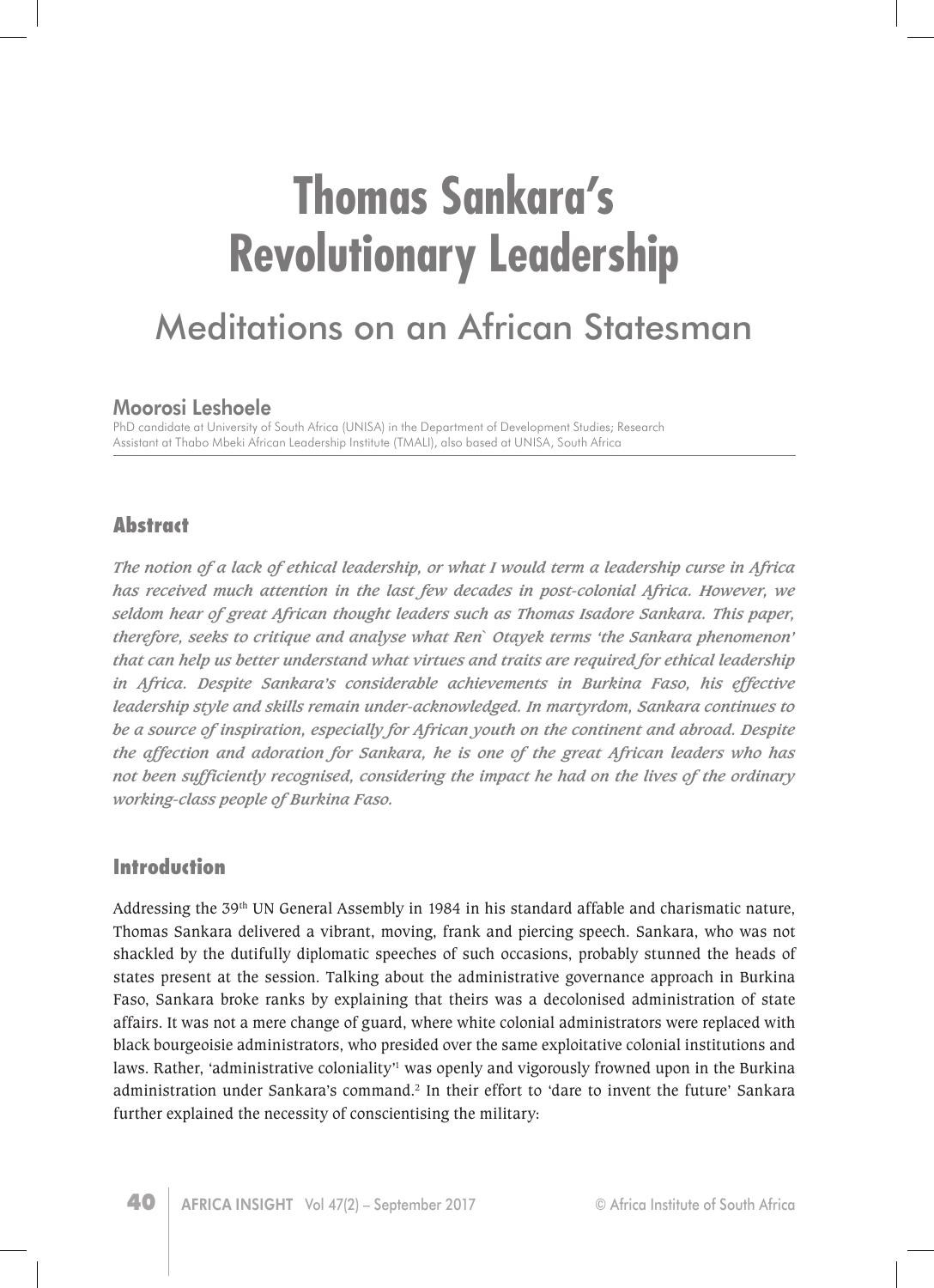# Thomas Sankara's Revolutionary Leadership

## Meditations on an African Statesman

**Moorosi Leshoele**

PhD candidate at University of South Africa (UNISA) in the Department of Development Studies; Research Assistant at Thabo Mbeki African Leadership Institute (TMALI), also based at UNISA, South Africa

## Abstract

*The notion of a lack of ethical leadership, or what I would term a leadership curse in Africa has received much attention in the last few decades in post-colonial Africa. However, we seldom hear of great African thought leaders such as Thomas Isadore Sankara. This paper, therefore, seeks to critique and analyse what Ren` Otayek terms 'the Sankara phenomenon' that can help us better understand what virtues and traits are required for ethical leadership in Africa. Despite Sankara's considerable achievements in Burkina Faso, his effective leadership style and skills remain under-acknowledged. In martyrdom, Sankara continues to be a source of inspiration, especially for African youth on the continent and abroad. Despite the affection and adoration for Sankara, he is one of the great African leaders who has not been sufficiently recognised, considering the impact he had on the lives of the ordinary working-class people of Burkina Faso.*

## Introduction

Addressing the 39th UN General Assembly in 1984 in his standard affable and charismatic nature, Thomas Sankara delivered a vibrant, moving, frank and piercing speech. Sankara, who was not shackled by the dutifully diplomatic speeches of such occasions, probably stunned the heads of states present at the session. Talking about the administrative governance approach in Burkina Faso, Sankara broke ranks by explaining that theirs was a decolonised administration of state affairs. It was not a mere change of guard, where white colonial administrators were replaced with black bourgeoisie administrators, who presided over the same exploitative colonial institutions and laws. Rather, 'administrative coloniality'[1] was openly and vigorously frowned upon in the Burkina administration under Sankara's command.[2] In their effort to 'dare to invent the future' Sankara further explained the necessity of conscientising the military: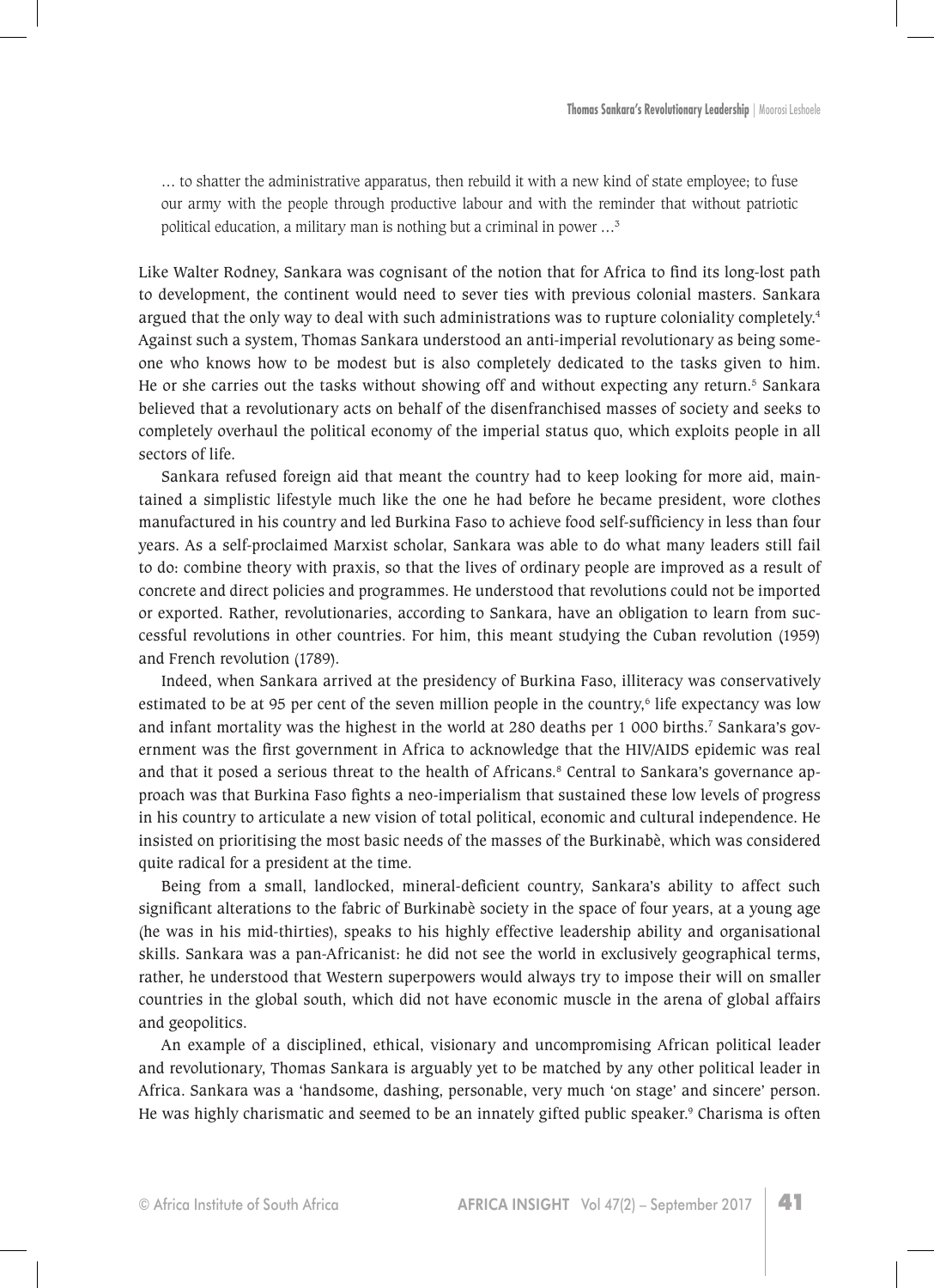… to shatter the administrative apparatus, then rebuild it with a new kind of state employee; to fuse our army with the people through productive labour and with the reminder that without patriotic political education, a military man is nothing but a criminal in power …[3]

Like Walter Rodney, Sankara was cognisant of the notion that for Africa to find its long-lost path to development, the continent would need to sever ties with previous colonial masters. Sankara argued that the only way to deal with such administrations was to rupture coloniality completely.[4] Against such a system, Thomas Sankara understood an anti-imperial revolutionary as being someone who knows how to be modest but is also completely dedicated to the tasks given to him. He or she carries out the tasks without showing off and without expecting any return.[5] Sankara believed that a revolutionary acts on behalf of the disenfranchised masses of society and seeks to completely overhaul the political economy of the imperial status quo, which exploits people in all sectors of life.

Sankara refused foreign aid that meant the country had to keep looking for more aid, maintained a simplistic lifestyle much like the one he had before he became president, wore clothes manufactured in his country and led Burkina Faso to achieve food self-sufficiency in less than four years. As a self-proclaimed Marxist scholar, Sankara was able to do what many leaders still fail to do: combine theory with praxis, so that the lives of ordinary people are improved as a result of concrete and direct policies and programmes. He understood that revolutions could not be imported or exported. Rather, revolutionaries, according to Sankara, have an obligation to learn from successful revolutions in other countries. For him, this meant studying the Cuban revolution (1959) and French revolution (1789).

Indeed, when Sankara arrived at the presidency of Burkina Faso, illiteracy was conservatively estimated to be at 95 per cent of the seven million people in the country,[6] life expectancy was low and infant mortality was the highest in the world at 280 deaths per 1 000 births.[7] Sankara's government was the first government in Africa to acknowledge that the HIV/AIDS epidemic was real and that it posed a serious threat to the health of Africans.[8] Central to Sankara's governance approach was that Burkina Faso fights a neo-imperialism that sustained these low levels of progress in his country to articulate a new vision of total political, economic and cultural independence. He insisted on prioritising the most basic needs of the masses of the Burkinabè, which was considered quite radical for a president at the time.

Being from a small, landlocked, mineral-deficient country, Sankara's ability to affect such significant alterations to the fabric of Burkinabè society in the space of four years, at a young age (he was in his mid-thirties), speaks to his highly effective leadership ability and organisational skills. Sankara was a pan-Africanist: he did not see the world in exclusively geographical terms, rather, he understood that Western superpowers would always try to impose their will on smaller countries in the global south, which did not have economic muscle in the arena of global affairs and geopolitics.

An example of a disciplined, ethical, visionary and uncompromising African political leader and revolutionary, Thomas Sankara is arguably yet to be matched by any other political leader in Africa. Sankara was a 'handsome, dashing, personable, very much 'on stage' and sincere' person. He was highly charismatic and seemed to be an innately gifted public speaker.[9] Charisma is often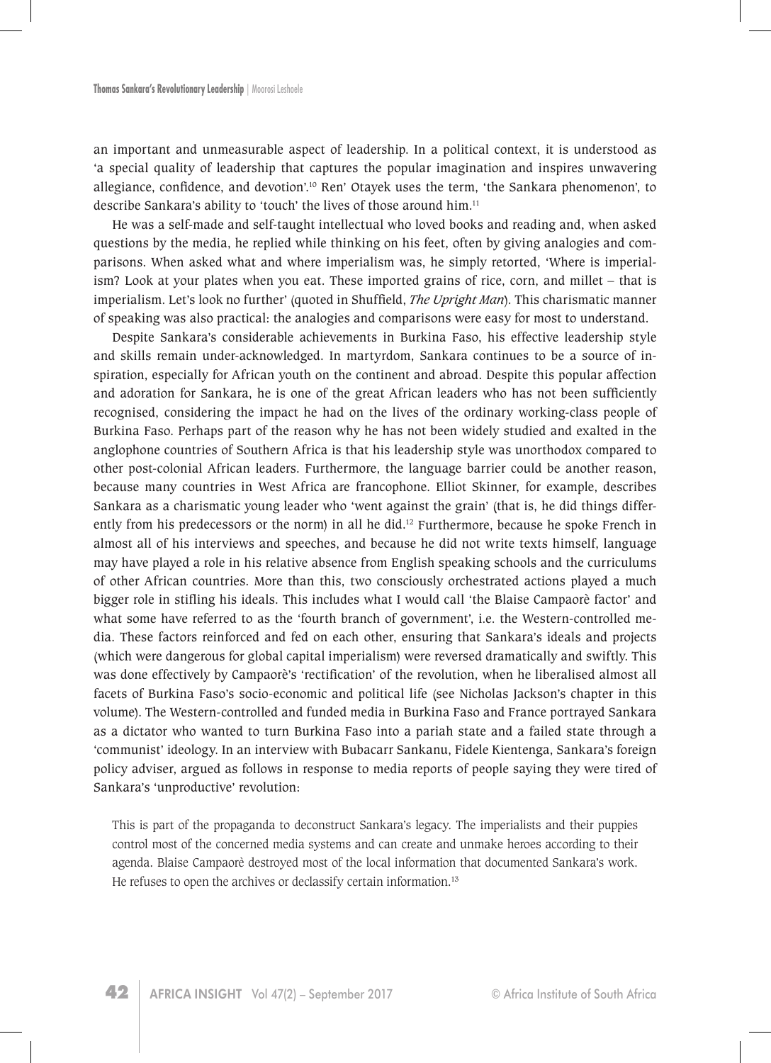an important and unmeasurable aspect of leadership. In a political context, it is understood as 'a special quality of leadership that captures the popular imagination and inspires unwavering allegiance, confidence, and devotion'.[10] Ren' Otayek uses the term, 'the Sankara phenomenon', to describe Sankara's ability to 'touch' the lives of those around him.[11]

He was a self-made and self-taught intellectual who loved books and reading and, when asked questions by the media, he replied while thinking on his feet, often by giving analogies and comparisons. When asked what and where imperialism was, he simply retorted, 'Where is imperialism? Look at your plates when you eat. These imported grains of rice, corn, and millet – that is imperialism. Let's look no further' (quoted in Shuffield, *The Upright Man*). This charismatic manner of speaking was also practical: the analogies and comparisons were easy for most to understand.

Despite Sankara's considerable achievements in Burkina Faso, his effective leadership style and skills remain under-acknowledged. In martyrdom, Sankara continues to be a source of inspiration, especially for African youth on the continent and abroad. Despite this popular affection and adoration for Sankara, he is one of the great African leaders who has not been sufficiently recognised, considering the impact he had on the lives of the ordinary working-class people of Burkina Faso. Perhaps part of the reason why he has not been widely studied and exalted in the anglophone countries of Southern Africa is that his leadership style was unorthodox compared to other post-colonial African leaders. Furthermore, the language barrier could be another reason, because many countries in West Africa are francophone. Elliot Skinner, for example, describes Sankara as a charismatic young leader who 'went against the grain' (that is, he did things differently from his predecessors or the norm) in all he did.[12] Furthermore, because he spoke French in almost all of his interviews and speeches, and because he did not write texts himself, language may have played a role in his relative absence from English speaking schools and the curriculums of other African countries. More than this, two consciously orchestrated actions played a much bigger role in stifling his ideals. This includes what I would call 'the Blaise Campaorè factor' and what some have referred to as the 'fourth branch of government', i.e. the Western-controlled media. These factors reinforced and fed on each other, ensuring that Sankara's ideals and projects (which were dangerous for global capital imperialism) were reversed dramatically and swiftly. This was done effectively by Campaorè's 'rectification' of the revolution, when he liberalised almost all facets of Burkina Faso's socio-economic and political life (see Nicholas Jackson's chapter in this volume). The Western-controlled and funded media in Burkina Faso and France portrayed Sankara as a dictator who wanted to turn Burkina Faso into a pariah state and a failed state through a 'communist' ideology. In an interview with Bubacarr Sankanu, Fidele Kientenga, Sankara's foreign policy adviser, argued as follows in response to media reports of people saying they were tired of Sankara's 'unproductive' revolution:

> This is part of the propaganda to deconstruct Sankara's legacy. The imperialists and their puppies control most of the concerned media systems and can create and unmake heroes according to their agenda. Blaise Campaorè destroyed most of the local information that documented Sankara's work. He refuses to open the archives or declassify certain information.[13]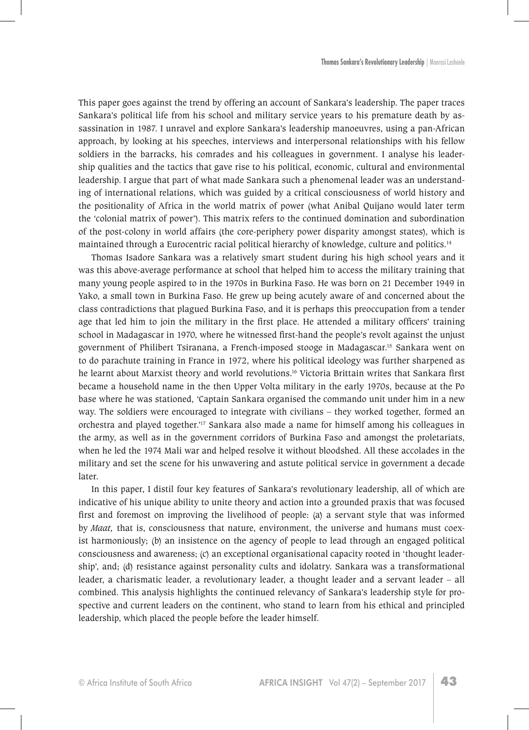This paper goes against the trend by offering an account of Sankara's leadership. The paper traces Sankara's political life from his school and military service years to his premature death by assassination in 1987. I unravel and explore Sankara's leadership manoeuvres, using a pan-African approach, by looking at his speeches, interviews and interpersonal relationships with his fellow soldiers in the barracks, his comrades and his colleagues in government. I analyse his leadership qualities and the tactics that gave rise to his political, economic, cultural and environmental leadership. I argue that part of what made Sankara such a phenomenal leader was an understanding of international relations, which was guided by a critical consciousness of world history and the positionality of Africa in the world matrix of power (what Anibal Quijano would later term the 'colonial matrix of power'). This matrix refers to the continued domination and subordination of the post-colony in world affairs (the core-periphery power disparity amongst states), which is maintained through a Eurocentric racial political hierarchy of knowledge, culture and politics.[14]

Thomas Isadore Sankara was a relatively smart student during his high school years and it was this above-average performance at school that helped him to access the military training that many young people aspired to in the 1970s in Burkina Faso. He was born on 21 December 1949 in Yako, a small town in Burkina Faso. He grew up being acutely aware of and concerned about the class contradictions that plagued Burkina Faso, and it is perhaps this preoccupation from a tender age that led him to join the military in the first place. He attended a military officers' training school in Madagascar in 1970, where he witnessed first-hand the people's revolt against the unjust government of Philibert Tsiranana, a French-imposed stooge in Madagascar.[15] Sankara went on to do parachute training in France in 1972, where his political ideology was further sharpened as he learnt about Marxist theory and world revolutions.[16] Victoria Brittain writes that Sankara first became a household name in the then Upper Volta military in the early 1970s, because at the Po base where he was stationed, 'Captain Sankara organised the commando unit under him in a new way. The soldiers were encouraged to integrate with civilians – they worked together, formed an orchestra and played together.'[17] Sankara also made a name for himself among his colleagues in the army, as well as in the government corridors of Burkina Faso and amongst the proletariats, when he led the 1974 Mali war and helped resolve it without bloodshed. All these accolades in the military and set the scene for his unwavering and astute political service in government a decade later.

In this paper, I distil four key features of Sankara's revolutionary leadership, all of which are indicative of his unique ability to unite theory and action into a grounded praxis that was focused first and foremost on improving the livelihood of people: (a) a servant style that was informed by *Maat,* that is, consciousness that nature, environment, the universe and humans must coexist harmoniously; (b) an insistence on the agency of people to lead through an engaged political consciousness and awareness; (c) an exceptional organisational capacity rooted in 'thought leadership', and; (d) resistance against personality cults and idolatry. Sankara was a transformational leader, a charismatic leader, a revolutionary leader, a thought leader and a servant leader – all combined. This analysis highlights the continued relevancy of Sankara's leadership style for prospective and current leaders on the continent, who stand to learn from his ethical and principled leadership, which placed the people before the leader himself.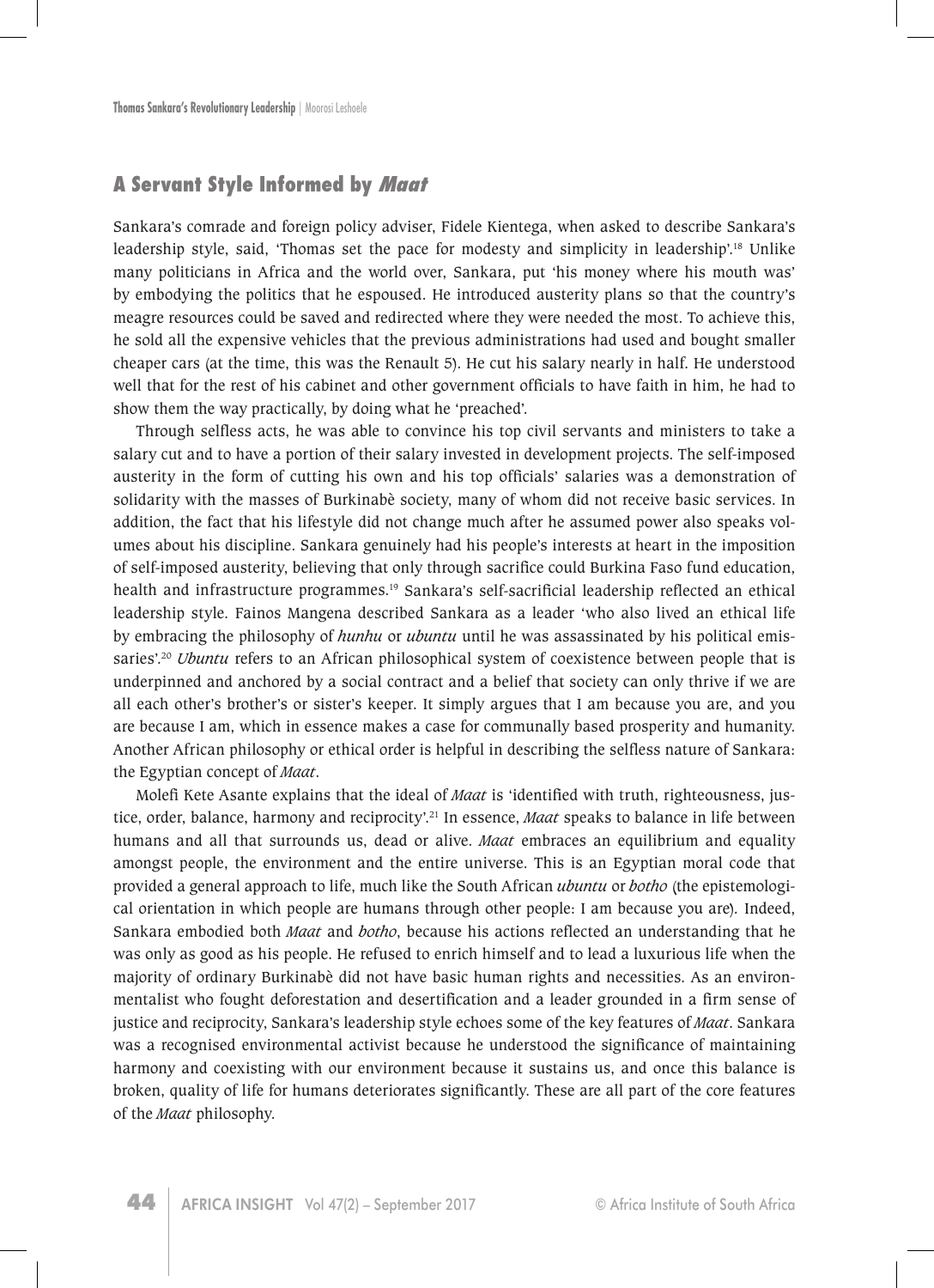## A Servant Style Informed by *Maat*

Sankara's comrade and foreign policy adviser, Fidele Kientega, when asked to describe Sankara's leadership style, said, 'Thomas set the pace for modesty and simplicity in leadership'.[18] Unlike many politicians in Africa and the world over, Sankara, put 'his money where his mouth was' by embodying the politics that he espoused. He introduced austerity plans so that the country's meagre resources could be saved and redirected where they were needed the most. To achieve this, he sold all the expensive vehicles that the previous administrations had used and bought smaller cheaper cars (at the time, this was the Renault 5). He cut his salary nearly in half. He understood well that for the rest of his cabinet and other government officials to have faith in him, he had to show them the way practically, by doing what he 'preached'.

Through selfless acts, he was able to convince his top civil servants and ministers to take a salary cut and to have a portion of their salary invested in development projects. The self-imposed austerity in the form of cutting his own and his top officials' salaries was a demonstration of solidarity with the masses of Burkinabè society, many of whom did not receive basic services. In addition, the fact that his lifestyle did not change much after he assumed power also speaks volumes about his discipline. Sankara genuinely had his people's interests at heart in the imposition of self-imposed austerity, believing that only through sacrifice could Burkina Faso fund education, health and infrastructure programmes.[19] Sankara's self-sacrificial leadership reflected an ethical leadership style. Fainos Mangena described Sankara as a leader 'who also lived an ethical life by embracing the philosophy of *hunhu* or *ubuntu* until he was assassinated by his political emissaries'.[20] *Ubuntu* refers to an African philosophical system of coexistence between people that is underpinned and anchored by a social contract and a belief that society can only thrive if we are all each other's brother's or sister's keeper. It simply argues that I am because you are, and you are because I am, which in essence makes a case for communally based prosperity and humanity. Another African philosophy or ethical order is helpful in describing the selfless nature of Sankara: the Egyptian concept of *Maat*.

Molefi Kete Asante explains that the ideal of *Maat* is 'identified with truth, righteousness, justice, order, balance, harmony and reciprocity'.[21] In essence, *Maat* speaks to balance in life between humans and all that surrounds us, dead or alive. *Maat* embraces an equilibrium and equality amongst people, the environment and the entire universe. This is an Egyptian moral code that provided a general approach to life, much like the South African *ubuntu* or *botho* (the epistemological orientation in which people are humans through other people: I am because you are). Indeed, Sankara embodied both *Maat* and *botho*, because his actions reflected an understanding that he was only as good as his people. He refused to enrich himself and to lead a luxurious life when the majority of ordinary Burkinabè did not have basic human rights and necessities. As an environmentalist who fought deforestation and desertification and a leader grounded in a firm sense of justice and reciprocity, Sankara's leadership style echoes some of the key features of *Maat*. Sankara was a recognised environmental activist because he understood the significance of maintaining harmony and coexisting with our environment because it sustains us, and once this balance is broken, quality of life for humans deteriorates significantly. These are all part of the core features of the *Maat* philosophy.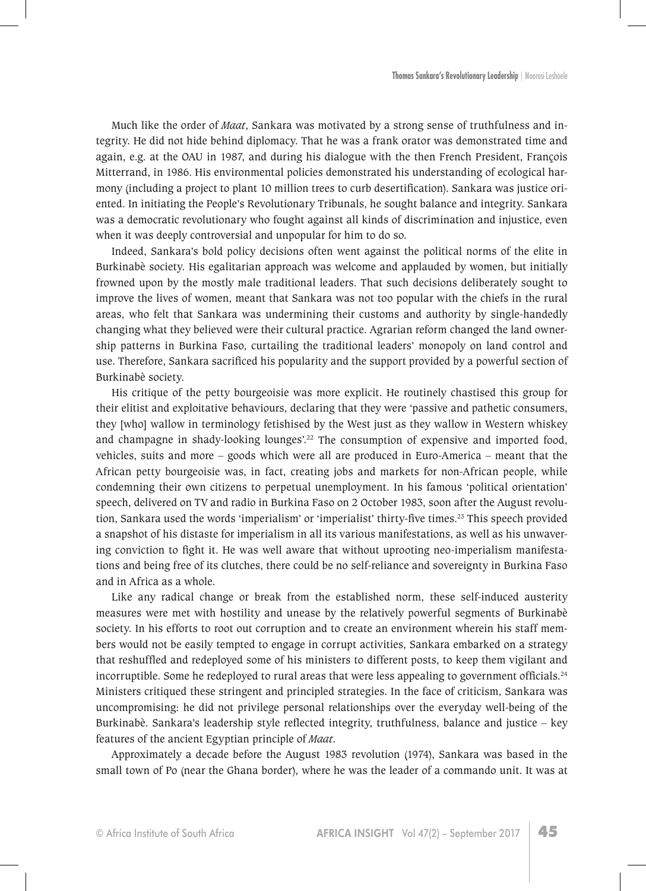Much like the order of *Maat*, Sankara was motivated by a strong sense of truthfulness and integrity. He did not hide behind diplomacy. That he was a frank orator was demonstrated time and again, e.g. at the OAU in 1987, and during his dialogue with the then French President, François Mitterrand, in 1986. His environmental policies demonstrated his understanding of ecological harmony (including a project to plant 10 million trees to curb desertification). Sankara was justice oriented. In initiating the People's Revolutionary Tribunals, he sought balance and integrity. Sankara was a democratic revolutionary who fought against all kinds of discrimination and injustice, even when it was deeply controversial and unpopular for him to do so.

Indeed, Sankara's bold policy decisions often went against the political norms of the elite in Burkinabè society. His egalitarian approach was welcome and applauded by women, but initially frowned upon by the mostly male traditional leaders. That such decisions deliberately sought to improve the lives of women, meant that Sankara was not too popular with the chiefs in the rural areas, who felt that Sankara was undermining their customs and authority by single-handedly changing what they believed were their cultural practice. Agrarian reform changed the land ownership patterns in Burkina Faso, curtailing the traditional leaders' monopoly on land control and use. Therefore, Sankara sacrificed his popularity and the support provided by a powerful section of Burkinabè society.

His critique of the petty bourgeoisie was more explicit. He routinely chastised this group for their elitist and exploitative behaviours, declaring that they were 'passive and pathetic consumers, they [who] wallow in terminology fetishised by the West just as they wallow in Western whiskey and champagne in shady-looking lounges'.[22] The consumption of expensive and imported food, vehicles, suits and more – goods which were all are produced in Euro-America – meant that the African petty bourgeoisie was, in fact, creating jobs and markets for non-African people, while condemning their own citizens to perpetual unemployment. In his famous 'political orientation' speech, delivered on TV and radio in Burkina Faso on 2 October 1983, soon after the August revolution, Sankara used the words 'imperialism' or 'imperialist' thirty-five times.[23] This speech provided a snapshot of his distaste for imperialism in all its various manifestations, as well as his unwavering conviction to fight it. He was well aware that without uprooting neo-imperialism manifestations and being free of its clutches, there could be no self-reliance and sovereignty in Burkina Faso and in Africa as a whole.

Like any radical change or break from the established norm, these self-induced austerity measures were met with hostility and unease by the relatively powerful segments of Burkinabè society. In his efforts to root out corruption and to create an environment wherein his staff members would not be easily tempted to engage in corrupt activities, Sankara embarked on a strategy that reshuffled and redeployed some of his ministers to different posts, to keep them vigilant and incorruptible. Some he redeployed to rural areas that were less appealing to government officials.[24] Ministers critiqued these stringent and principled strategies. In the face of criticism, Sankara was uncompromising: he did not privilege personal relationships over the everyday well-being of the Burkinabè. Sankara's leadership style reflected integrity, truthfulness, balance and justice – key features of the ancient Egyptian principle of *Maat*.

Approximately a decade before the August 1983 revolution (1974), Sankara was based in the small town of Po (near the Ghana border), where he was the leader of a commando unit. It was at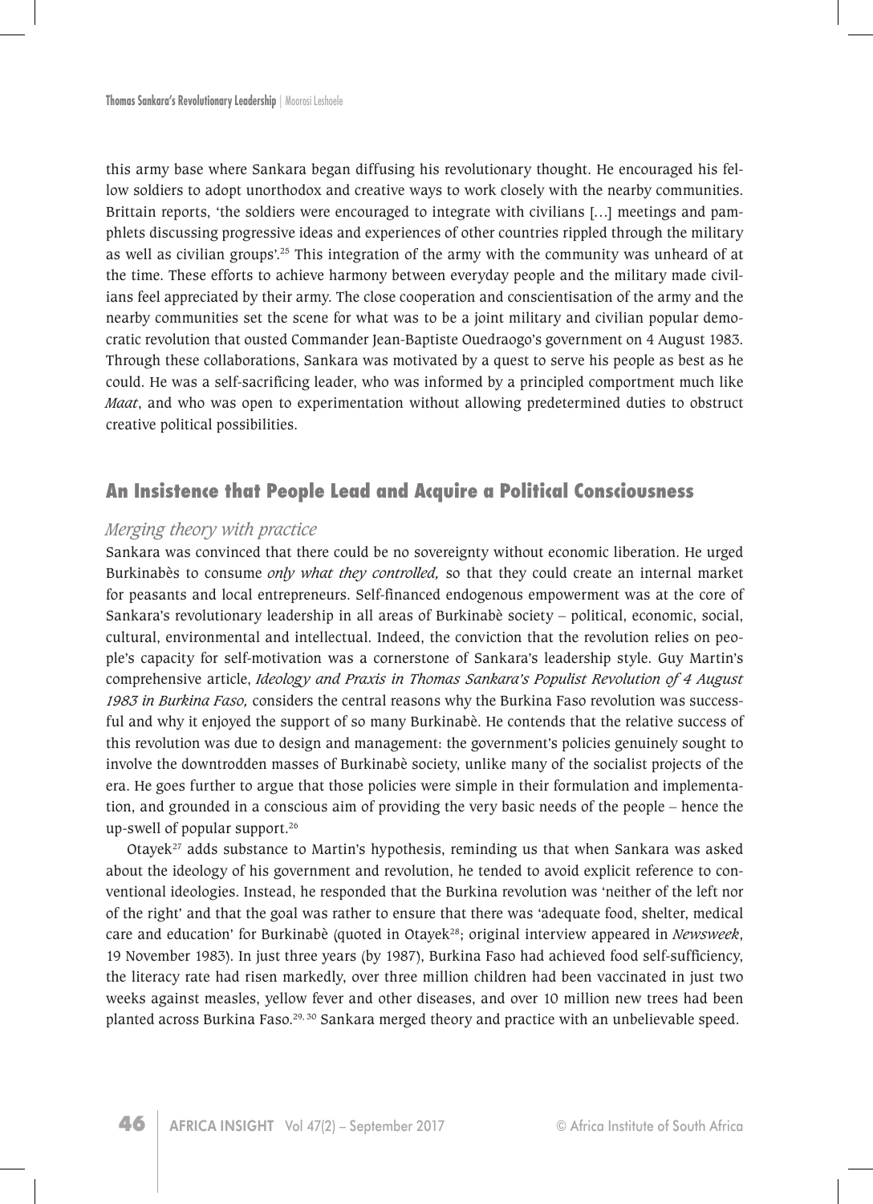this army base where Sankara began diffusing his revolutionary thought. He encouraged his fellow soldiers to adopt unorthodox and creative ways to work closely with the nearby communities. Brittain reports, 'the soldiers were encouraged to integrate with civilians […] meetings and pamphlets discussing progressive ideas and experiences of other countries rippled through the military as well as civilian groups'.[25] This integration of the army with the community was unheard of at the time. These efforts to achieve harmony between everyday people and the military made civilians feel appreciated by their army. The close cooperation and conscientisation of the army and the nearby communities set the scene for what was to be a joint military and civilian popular democratic revolution that ousted Commander Jean-Baptiste Ouedraogo's government on 4 August 1983. Through these collaborations, Sankara was motivated by a quest to serve his people as best as he could. He was a self-sacrificing leader, who was informed by a principled comportment much like *Maat*, and who was open to experimentation without allowing predetermined duties to obstruct creative political possibilities.

## An Insistence that People Lead and Acquire a Political Consciousness

### *Merging theory with practice*

Sankara was convinced that there could be no sovereignty without economic liberation. He urged Burkinabès to consume *only what they controlled,* so that they could create an internal market for peasants and local entrepreneurs. Self-financed endogenous empowerment was at the core of Sankara's revolutionary leadership in all areas of Burkinabè society – political, economic, social, cultural, environmental and intellectual. Indeed, the conviction that the revolution relies on people's capacity for self-motivation was a cornerstone of Sankara's leadership style. Guy Martin's comprehensive article, *Ideology and Praxis in Thomas Sankara's Populist Revolution of 4 August 1983 in Burkina Faso,* considers the central reasons why the Burkina Faso revolution was successful and why it enjoyed the support of so many Burkinabè. He contends that the relative success of this revolution was due to design and management: the government's policies genuinely sought to involve the downtrodden masses of Burkinabè society, unlike many of the socialist projects of the era. He goes further to argue that those policies were simple in their formulation and implementation, and grounded in a conscious aim of providing the very basic needs of the people – hence the up-swell of popular support.[26]

Otayek[27] adds substance to Martin's hypothesis, reminding us that when Sankara was asked about the ideology of his government and revolution, he tended to avoid explicit reference to conventional ideologies. Instead, he responded that the Burkina revolution was 'neither of the left nor of the right' and that the goal was rather to ensure that there was 'adequate food, shelter, medical care and education' for Burkinabè (quoted in Otayek[28]; original interview appeared in *Newsweek*, 19 November 1983). In just three years (by 1987), Burkina Faso had achieved food self-sufficiency, the literacy rate had risen markedly, over three million children had been vaccinated in just two weeks against measles, yellow fever and other diseases, and over 10 million new trees had been planted across Burkina Faso.[29, 30] Sankara merged theory and practice with an unbelievable speed.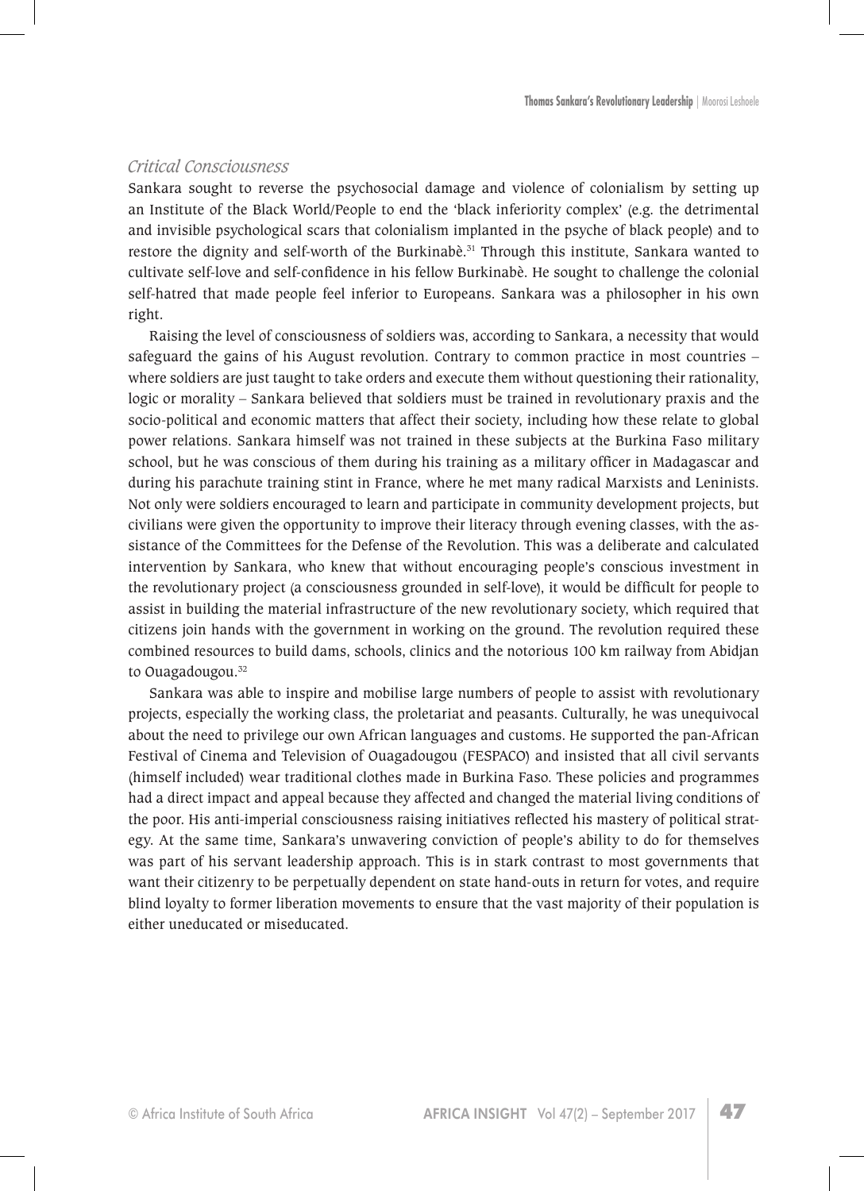### *Critical Consciousness*

Sankara sought to reverse the psychosocial damage and violence of colonialism by setting up an Institute of the Black World/People to end the 'black inferiority complex' (e.g. the detrimental and invisible psychological scars that colonialism implanted in the psyche of black people) and to restore the dignity and self-worth of the Burkinabè.[31] Through this institute, Sankara wanted to cultivate self-love and self-confidence in his fellow Burkinabè. He sought to challenge the colonial self-hatred that made people feel inferior to Europeans. Sankara was a philosopher in his own right.

Raising the level of consciousness of soldiers was, according to Sankara, a necessity that would safeguard the gains of his August revolution. Contrary to common practice in most countries – where soldiers are just taught to take orders and execute them without questioning their rationality, logic or morality – Sankara believed that soldiers must be trained in revolutionary praxis and the socio-political and economic matters that affect their society, including how these relate to global power relations. Sankara himself was not trained in these subjects at the Burkina Faso military school, but he was conscious of them during his training as a military officer in Madagascar and during his parachute training stint in France, where he met many radical Marxists and Leninists. Not only were soldiers encouraged to learn and participate in community development projects, but civilians were given the opportunity to improve their literacy through evening classes, with the assistance of the Committees for the Defense of the Revolution. This was a deliberate and calculated intervention by Sankara, who knew that without encouraging people's conscious investment in the revolutionary project (a consciousness grounded in self-love), it would be difficult for people to assist in building the material infrastructure of the new revolutionary society, which required that citizens join hands with the government in working on the ground. The revolution required these combined resources to build dams, schools, clinics and the notorious 100 km railway from Abidjan to Ouagadougou.[32]

Sankara was able to inspire and mobilise large numbers of people to assist with revolutionary projects, especially the working class, the proletariat and peasants. Culturally, he was unequivocal about the need to privilege our own African languages and customs. He supported the pan-African Festival of Cinema and Television of Ouagadougou (FESPACO) and insisted that all civil servants (himself included) wear traditional clothes made in Burkina Faso. These policies and programmes had a direct impact and appeal because they affected and changed the material living conditions of the poor. His anti-imperial consciousness raising initiatives reflected his mastery of political strategy. At the same time, Sankara's unwavering conviction of people's ability to do for themselves was part of his servant leadership approach. This is in stark contrast to most governments that want their citizenry to be perpetually dependent on state hand-outs in return for votes, and require blind loyalty to former liberation movements to ensure that the vast majority of their population is either uneducated or miseducated.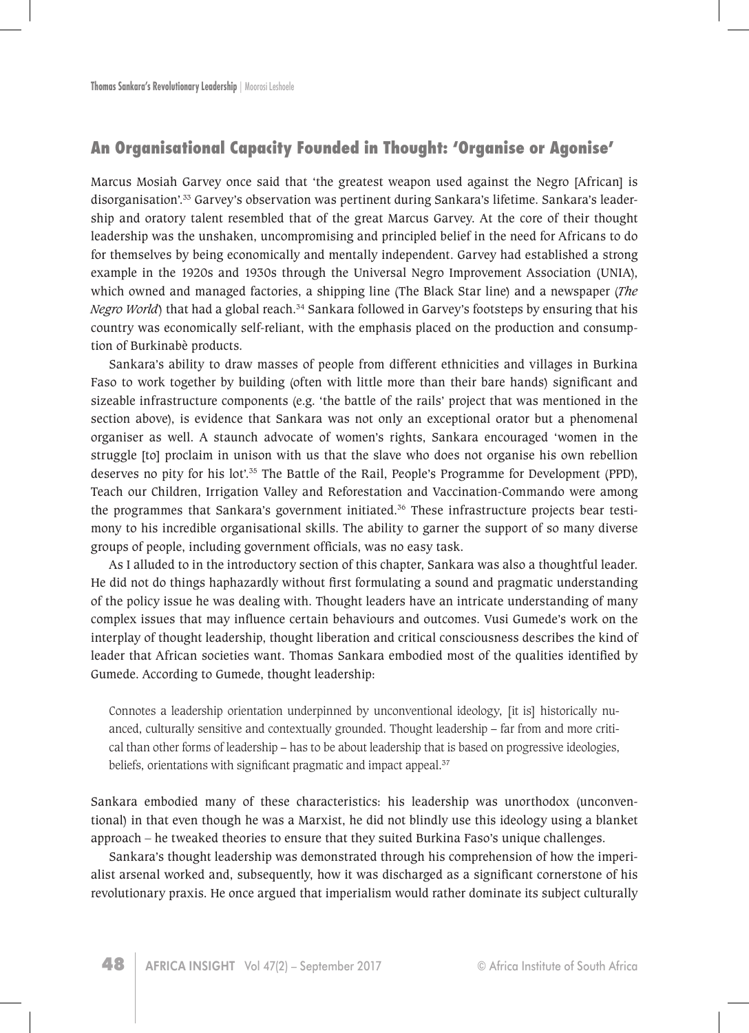## An Organisational Capacity Founded in Thought: 'Organise or Agonise'

Marcus Mosiah Garvey once said that 'the greatest weapon used against the Negro [African] is disorganisation'.[33] Garvey's observation was pertinent during Sankara's lifetime. Sankara's leadership and oratory talent resembled that of the great Marcus Garvey. At the core of their thought leadership was the unshaken, uncompromising and principled belief in the need for Africans to do for themselves by being economically and mentally independent. Garvey had established a strong example in the 1920s and 1930s through the Universal Negro Improvement Association (UNIA), which owned and managed factories, a shipping line (The Black Star line) and a newspaper (*The Negro World*) that had a global reach.[34] Sankara followed in Garvey's footsteps by ensuring that his country was economically self-reliant, with the emphasis placed on the production and consumption of Burkinabè products.

Sankara's ability to draw masses of people from different ethnicities and villages in Burkina Faso to work together by building (often with little more than their bare hands) significant and sizeable infrastructure components (e.g. 'the battle of the rails' project that was mentioned in the section above), is evidence that Sankara was not only an exceptional orator but a phenomenal organiser as well. A staunch advocate of women's rights, Sankara encouraged 'women in the struggle [to] proclaim in unison with us that the slave who does not organise his own rebellion deserves no pity for his lot'.[35] The Battle of the Rail, People's Programme for Development (PPD), Teach our Children, Irrigation Valley and Reforestation and Vaccination-Commando were among the programmes that Sankara's government initiated.[36] These infrastructure projects bear testimony to his incredible organisational skills. The ability to garner the support of so many diverse groups of people, including government officials, was no easy task.

As I alluded to in the introductory section of this chapter, Sankara was also a thoughtful leader. He did not do things haphazardly without first formulating a sound and pragmatic understanding of the policy issue he was dealing with. Thought leaders have an intricate understanding of many complex issues that may influence certain behaviours and outcomes. Vusi Gumede's work on the interplay of thought leadership, thought liberation and critical consciousness describes the kind of leader that African societies want. Thomas Sankara embodied most of the qualities identified by Gumede. According to Gumede, thought leadership:

> Connotes a leadership orientation underpinned by unconventional ideology, [it is] historically nuanced, culturally sensitive and contextually grounded. Thought leadership – far from and more critical than other forms of leadership – has to be about leadership that is based on progressive ideologies, beliefs, orientations with significant pragmatic and impact appeal.[37]

Sankara embodied many of these characteristics: his leadership was unorthodox (unconventional) in that even though he was a Marxist, he did not blindly use this ideology using a blanket approach – he tweaked theories to ensure that they suited Burkina Faso's unique challenges.

Sankara's thought leadership was demonstrated through his comprehension of how the imperialist arsenal worked and, subsequently, how it was discharged as a significant cornerstone of his revolutionary praxis. He once argued that imperialism would rather dominate its subject culturally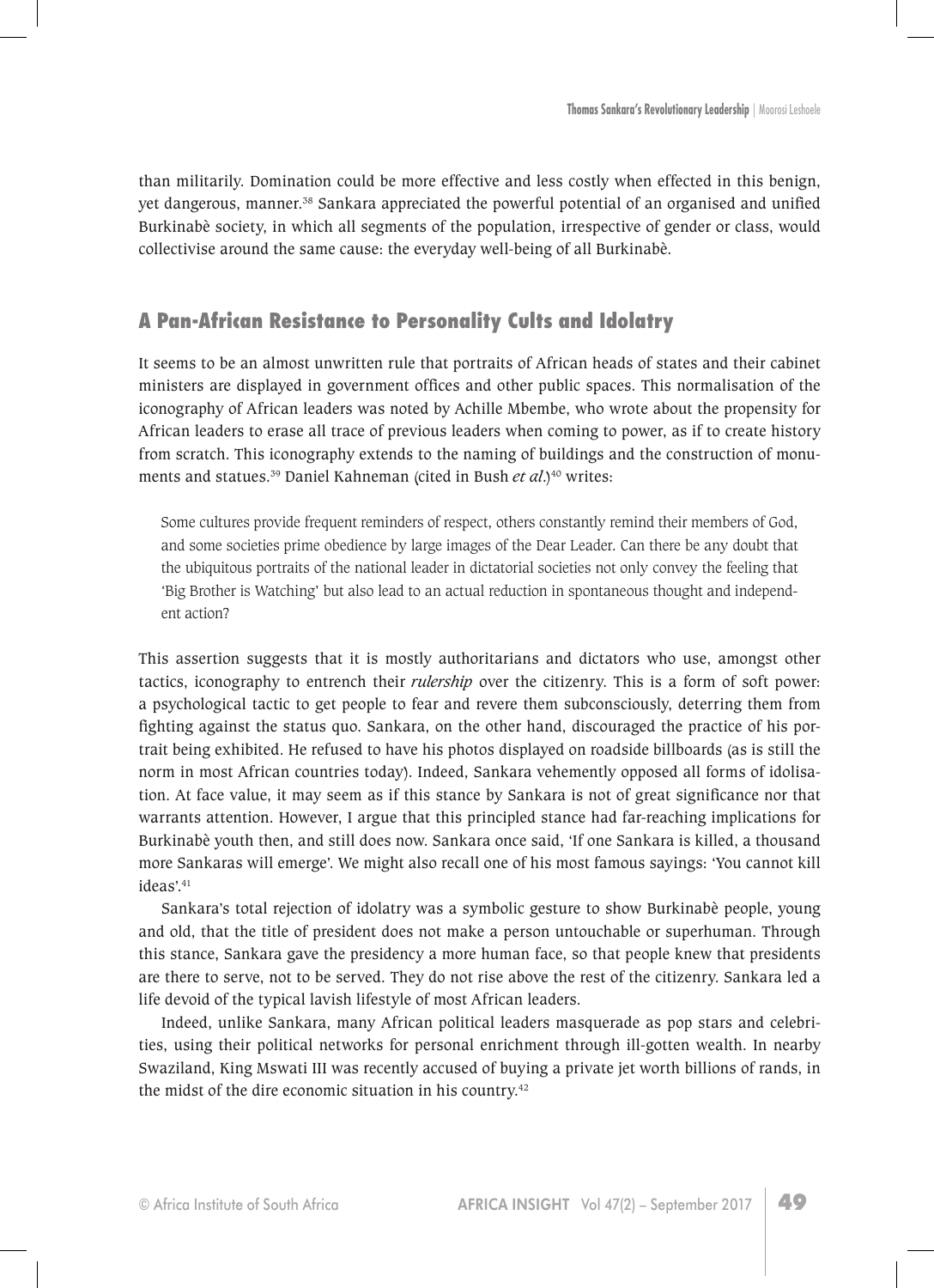than militarily. Domination could be more effective and less costly when effected in this benign, yet dangerous, manner.[38] Sankara appreciated the powerful potential of an organised and unified Burkinabè society, in which all segments of the population, irrespective of gender or class, would collectivise around the same cause: the everyday well-being of all Burkinabè.

## A Pan-African Resistance to Personality Cults and Idolatry

It seems to be an almost unwritten rule that portraits of African heads of states and their cabinet ministers are displayed in government offices and other public spaces. This normalisation of the iconography of African leaders was noted by Achille Mbembe, who wrote about the propensity for African leaders to erase all trace of previous leaders when coming to power, as if to create history from scratch. This iconography extends to the naming of buildings and the construction of monuments and statues.[39] Daniel Kahneman (cited in Bush *et al*.)[40] writes:

> Some cultures provide frequent reminders of respect, others constantly remind their members of God, and some societies prime obedience by large images of the Dear Leader. Can there be any doubt that the ubiquitous portraits of the national leader in dictatorial societies not only convey the feeling that 'Big Brother is Watching' but also lead to an actual reduction in spontaneous thought and independent action?

This assertion suggests that it is mostly authoritarians and dictators who use, amongst other tactics, iconography to entrench their *rulership* over the citizenry. This is a form of soft power: a psychological tactic to get people to fear and revere them subconsciously, deterring them from fighting against the status quo. Sankara, on the other hand, discouraged the practice of his portrait being exhibited. He refused to have his photos displayed on roadside billboards (as is still the norm in most African countries today). Indeed, Sankara vehemently opposed all forms of idolisation. At face value, it may seem as if this stance by Sankara is not of great significance nor that warrants attention. However, I argue that this principled stance had far-reaching implications for Burkinabè youth then, and still does now. Sankara once said, 'If one Sankara is killed, a thousand more Sankaras will emerge'. We might also recall one of his most famous sayings: 'You cannot kill ideas'.[41]

Sankara's total rejection of idolatry was a symbolic gesture to show Burkinabè people, young and old, that the title of president does not make a person untouchable or superhuman. Through this stance, Sankara gave the presidency a more human face, so that people knew that presidents are there to serve, not to be served. They do not rise above the rest of the citizenry. Sankara led a life devoid of the typical lavish lifestyle of most African leaders.

Indeed, unlike Sankara, many African political leaders masquerade as pop stars and celebrities, using their political networks for personal enrichment through ill-gotten wealth. In nearby Swaziland, King Mswati III was recently accused of buying a private jet worth billions of rands, in the midst of the dire economic situation in his country.[42]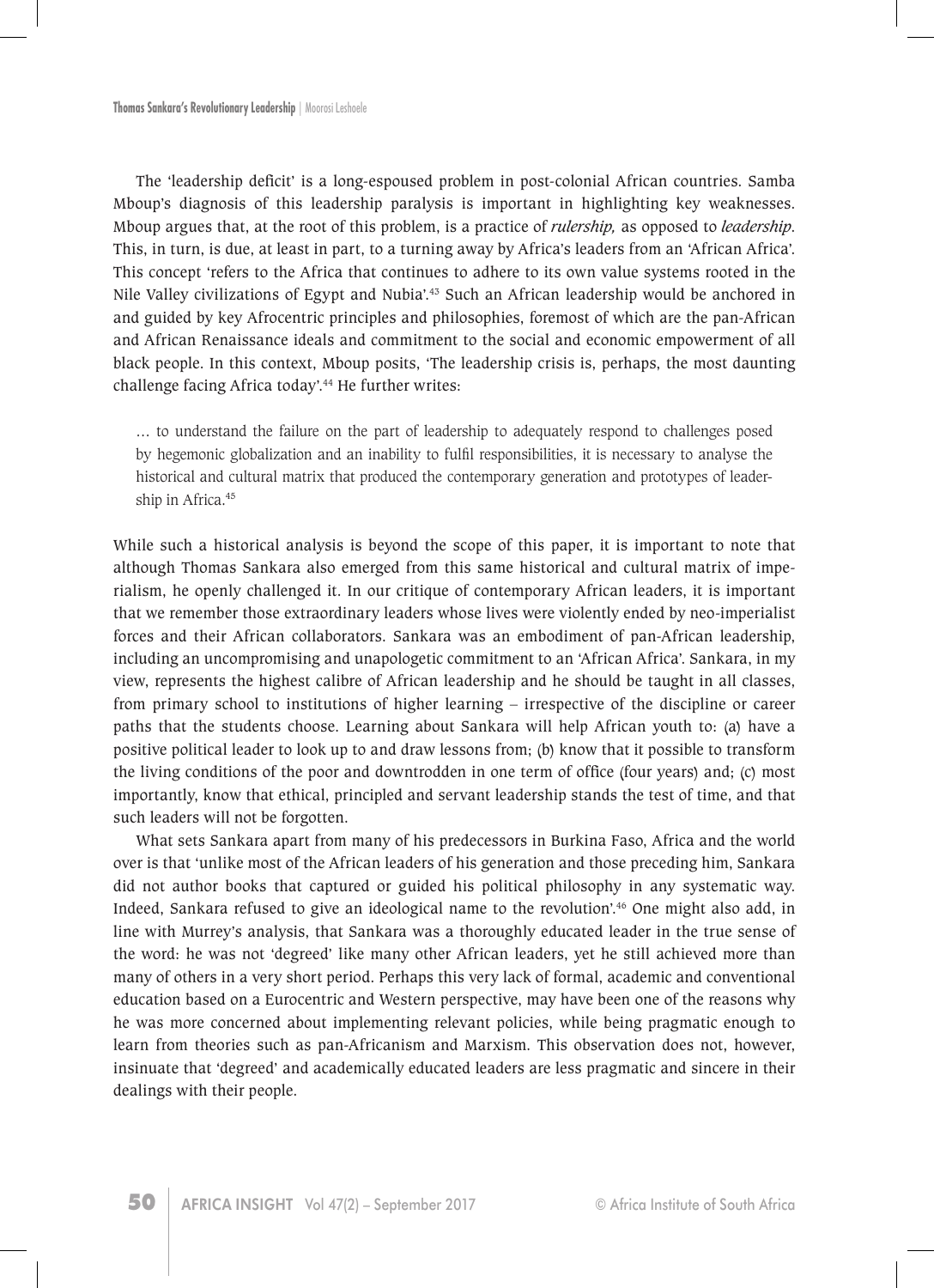The 'leadership deficit' is a long-espoused problem in post-colonial African countries. Samba Mboup's diagnosis of this leadership paralysis is important in highlighting key weaknesses. Mboup argues that, at the root of this problem, is a practice of *rulership,* as opposed to *leadership*. This, in turn, is due, at least in part, to a turning away by Africa's leaders from an 'African Africa'. This concept 'refers to the Africa that continues to adhere to its own value systems rooted in the Nile Valley civilizations of Egypt and Nubia'.[43] Such an African leadership would be anchored in and guided by key Afrocentric principles and philosophies, foremost of which are the pan-African and African Renaissance ideals and commitment to the social and economic empowerment of all black people. In this context, Mboup posits, 'The leadership crisis is, perhaps, the most daunting challenge facing Africa today'.[44] He further writes:

> … to understand the failure on the part of leadership to adequately respond to challenges posed by hegemonic globalization and an inability to fulfil responsibilities, it is necessary to analyse the historical and cultural matrix that produced the contemporary generation and prototypes of leadership in Africa.[45]

While such a historical analysis is beyond the scope of this paper, it is important to note that although Thomas Sankara also emerged from this same historical and cultural matrix of imperialism, he openly challenged it. In our critique of contemporary African leaders, it is important that we remember those extraordinary leaders whose lives were violently ended by neo-imperialist forces and their African collaborators. Sankara was an embodiment of pan-African leadership, including an uncompromising and unapologetic commitment to an 'African Africa'. Sankara, in my view, represents the highest calibre of African leadership and he should be taught in all classes, from primary school to institutions of higher learning – irrespective of the discipline or career paths that the students choose. Learning about Sankara will help African youth to: (a) have a positive political leader to look up to and draw lessons from; (b) know that it possible to transform the living conditions of the poor and downtrodden in one term of office (four years) and; (c) most importantly, know that ethical, principled and servant leadership stands the test of time, and that such leaders will not be forgotten.

What sets Sankara apart from many of his predecessors in Burkina Faso, Africa and the world over is that 'unlike most of the African leaders of his generation and those preceding him, Sankara did not author books that captured or guided his political philosophy in any systematic way. Indeed, Sankara refused to give an ideological name to the revolution'.[46] One might also add, in line with Murrey's analysis, that Sankara was a thoroughly educated leader in the true sense of the word: he was not 'degreed' like many other African leaders, yet he still achieved more than many of others in a very short period. Perhaps this very lack of formal, academic and conventional education based on a Eurocentric and Western perspective, may have been one of the reasons why he was more concerned about implementing relevant policies, while being pragmatic enough to learn from theories such as pan-Africanism and Marxism. This observation does not, however, insinuate that 'degreed' and academically educated leaders are less pragmatic and sincere in their dealings with their people.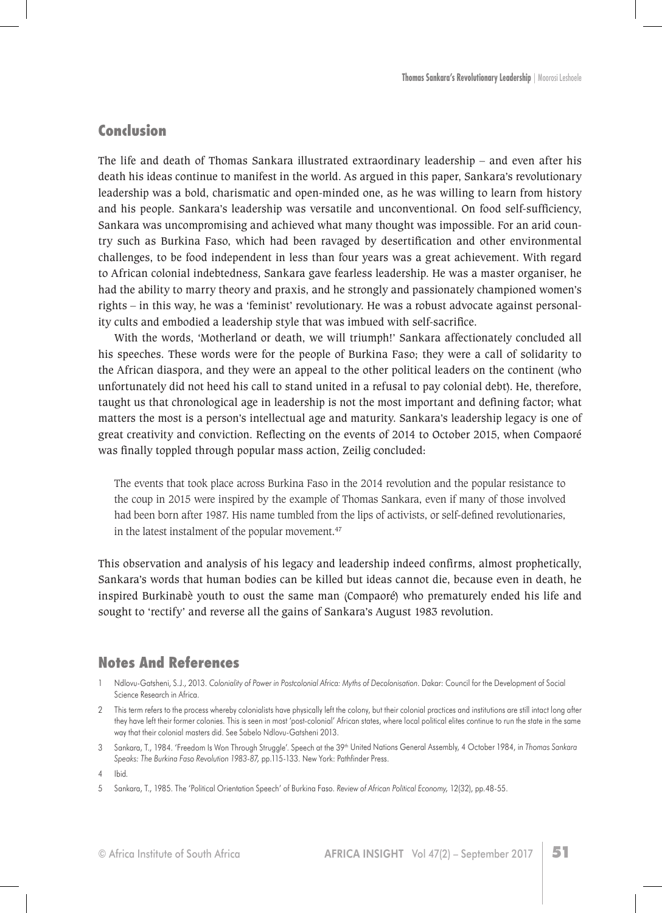## Conclusion

The life and death of Thomas Sankara illustrated extraordinary leadership – and even after his death his ideas continue to manifest in the world. As argued in this paper, Sankara's revolutionary leadership was a bold, charismatic and open-minded one, as he was willing to learn from history and his people. Sankara's leadership was versatile and unconventional. On food self-sufficiency, Sankara was uncompromising and achieved what many thought was impossible. For an arid country such as Burkina Faso, which had been ravaged by desertification and other environmental challenges, to be food independent in less than four years was a great achievement. With regard to African colonial indebtedness, Sankara gave fearless leadership. He was a master organiser, he had the ability to marry theory and praxis, and he strongly and passionately championed women's rights – in this way, he was a 'feminist' revolutionary. He was a robust advocate against personality cults and embodied a leadership style that was imbued with self-sacrifice.

With the words, 'Motherland or death, we will triumph!' Sankara affectionately concluded all his speeches. These words were for the people of Burkina Faso; they were a call of solidarity to the African diaspora, and they were an appeal to the other political leaders on the continent (who unfortunately did not heed his call to stand united in a refusal to pay colonial debt). He, therefore, taught us that chronological age in leadership is not the most important and defining factor; what matters the most is a person's intellectual age and maturity. Sankara's leadership legacy is one of great creativity and conviction. Reflecting on the events of 2014 to October 2015, when Compaoré was finally toppled through popular mass action, Zeilig concluded:

> The events that took place across Burkina Faso in the 2014 revolution and the popular resistance to the coup in 2015 were inspired by the example of Thomas Sankara, even if many of those involved had been born after 1987. His name tumbled from the lips of activists, or self-defined revolutionaries, in the latest instalment of the popular movement.[47]

This observation and analysis of his legacy and leadership indeed confirms, almost prophetically, Sankara's words that human bodies can be killed but ideas cannot die, because even in death, he inspired Burkinabè youth to oust the same man (Compaoré) who prematurely ended his life and sought to 'rectify' and reverse all the gains of Sankara's August 1983 revolution.

## Notes And References

1. Ndlovu-Gatsheni, S.J., 2013. *Coloniality of Power in Postcolonial Africa: Myths of Decolonisation*. Dakar: Council for the Development of Social Science Research in Africa.
2. This term refers to the process whereby colonialists have physically left the colony, but their colonial practices and institutions are still intact long after they have left their former colonies. This is seen in most 'post-colonial' African states, where local political elites continue to run the state in the same way that their colonial masters did. See Sabelo Ndlovu-Gatsheni 2013.
3. Sankara, T., 1984. 'Freedom Is Won Through Struggle'. Speech at the 39th United Nations General Assembly, 4 October 1984, in *Thomas Sankara Speaks: The Burkina Faso Revolution 1983-87*, pp.115-133. New York: Pathfinder Press.
4. Ibid.
5. Sankara, T., 1985. The 'Political Orientation Speech' of Burkina Faso. *Review of African Political Economy*, 12(32), pp.48-55.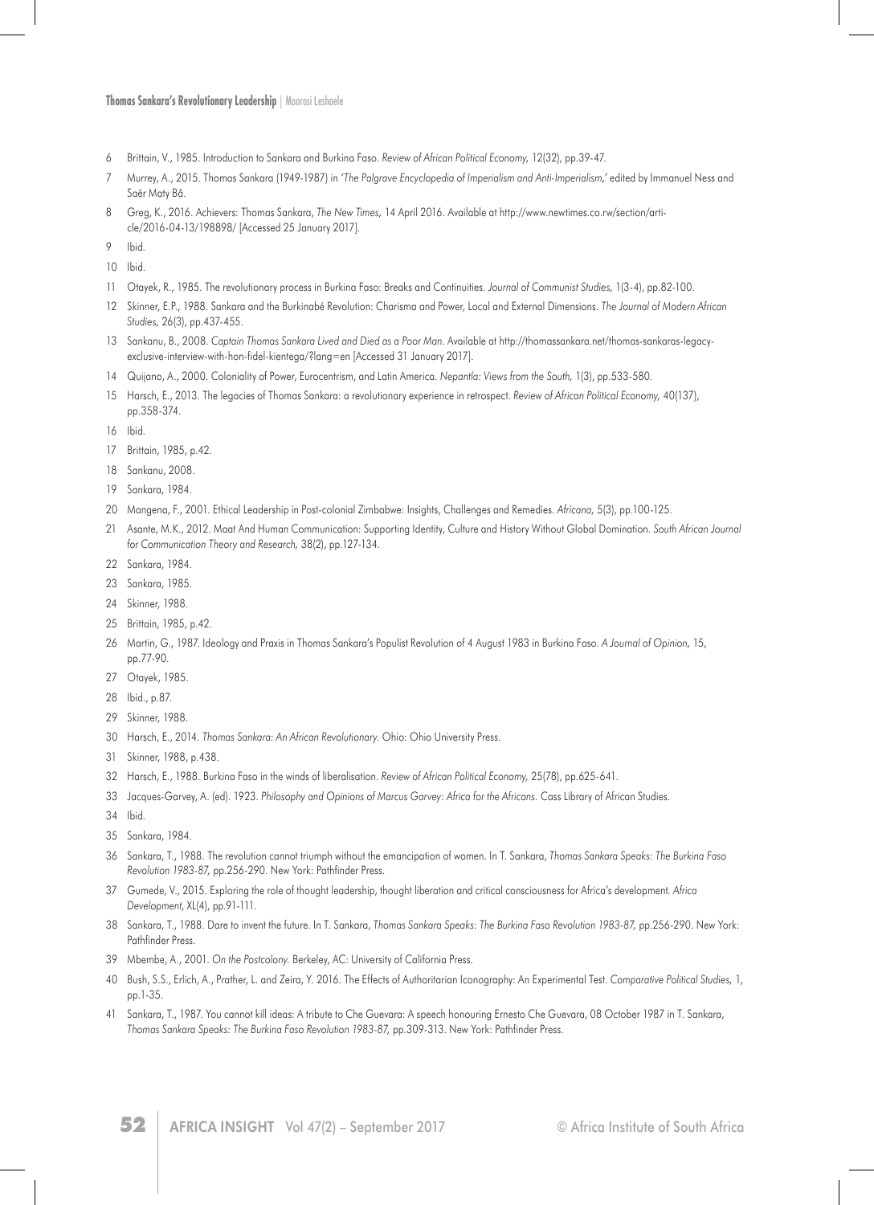6 Brittain, V., 1985. Introduction to Sankara and Burkina Faso. *Review of African Political Economy,* 12(32), pp.39-47.

7 Murrey, A., 2015. Thomas Sankara (1949-1987) in *'The Palgrave Encyclopedia of Imperialism and Anti-Imperialism,'* edited by Immanuel Ness and Saër Maty Bâ.

8 Greg, K., 2016. Achievers: Thomas Sankara, *The New Times,* 14 April 2016. Available at http://www.newtimes.co.rw/section/article/2016-04-13/198898/ [Accessed 25 January 2017].

9 Ibid.

10 Ibid.

11 Otayek, R., 1985. The revolutionary process in Burkina Faso: Breaks and Continuities. *Journal of Communist Studies,* 1(3-4), pp.82-100.

12 Skinner, E.P., 1988. Sankara and the Burkinabé Revolution: Charisma and Power, Local and External Dimensions. *The Journal of Modern African Studies,* 26(3), pp.437-455.

13 Sankanu, B., 2008. *Captain Thomas Sankara Lived and Died as a Poor Man.* Available at http://thomassankara.net/thomas-sankaras-legacy-exclusive-interview-with-hon-fidel-kientega/?lang=en [Accessed 31 January 2017].

14 Quijano, A., 2000. Coloniality of Power, Eurocentrism, and Latin America. *Nepantla: Views from the South,* 1(3), pp.533-580.

15 Harsch, E., 2013. The legacies of Thomas Sankara: a revolutionary experience in retrospect. *Review of African Political Economy,* 40(137), pp.358-374.

16 Ibid.

17 Brittain, 1985, p.42.

18 Sankanu, 2008.

19 Sankara, 1984.

20 Mangena, F., 2001. Ethical Leadership in Post-colonial Zimbabwe: Insights, Challenges and Remedies. *Africana,* 5(3), pp.100-125.

21 Asante, M.K., 2012. Maat And Human Communication: Supporting Identity, Culture and History Without Global Domination. *South African Journal for Communication Theory and Research,* 38(2), pp.127-134.

22 Sankara, 1984.

23 Sankara, 1985.

24 Skinner, 1988.

25 Brittain, 1985, p.42.

26 Martin, G., 1987. Ideology and Praxis in Thomas Sankara's Populist Revolution of 4 August 1983 in Burkina Faso. *A Journal of Opinion,* 15, pp.77-90.

27 Otayek, 1985.

28 Ibid., p.87.

29 Skinner, 1988.

30 Harsch, E., 2014. *Thomas Sankara: An African Revolutionary.* Ohio: Ohio University Press.

31 Skinner, 1988, p.438.

32 Harsch, E., 1988. Burkina Faso in the winds of liberalisation. *Review of African Political Economy,* 25(78), pp.625-641.

33 Jacques-Garvey, A. (ed). 1923. *Philosophy and Opinions of Marcus Garvey: Africa for the Africans.* Cass Library of African Studies.

34 Ibid.

35 Sankara, 1984.

36 Sankara, T., 1988. The revolution cannot triumph without the emancipation of women. In T. Sankara, *Thomas Sankara Speaks: The Burkina Faso Revolution 1983-87,* pp.256-290. New York: Pathfinder Press.

37 Gumede, V., 2015. Exploring the role of thought leadership, thought liberation and critical consciousness for Africa's development. *Africa Development,* XL(4), pp.91-111.

38 Sankara, T., 1988. Dare to invent the future. In T. Sankara, *Thomas Sankara Speaks: The Burkina Faso Revolution 1983-87,* pp.256-290. New York: Pathfinder Press.

39 Mbembe, A., 2001. *On the Postcolony.* Berkeley, AC: University of California Press.

40 Bush, S.S., Erlich, A., Prather, L. and Zeira, Y. 2016. The Effects of Authoritarian Iconography: An Experimental Test. *Comparative Political Studies,* 1, pp.1-35.

41 Sankara, T., 1987. You cannot kill ideas: A tribute to Che Guevara: A speech honouring Ernesto Che Guevara, 08 October 1987 in T. Sankara, *Thomas Sankara Speaks: The Burkina Faso Revolution 1983-87,* pp.309-313. New York: Pathfinder Press.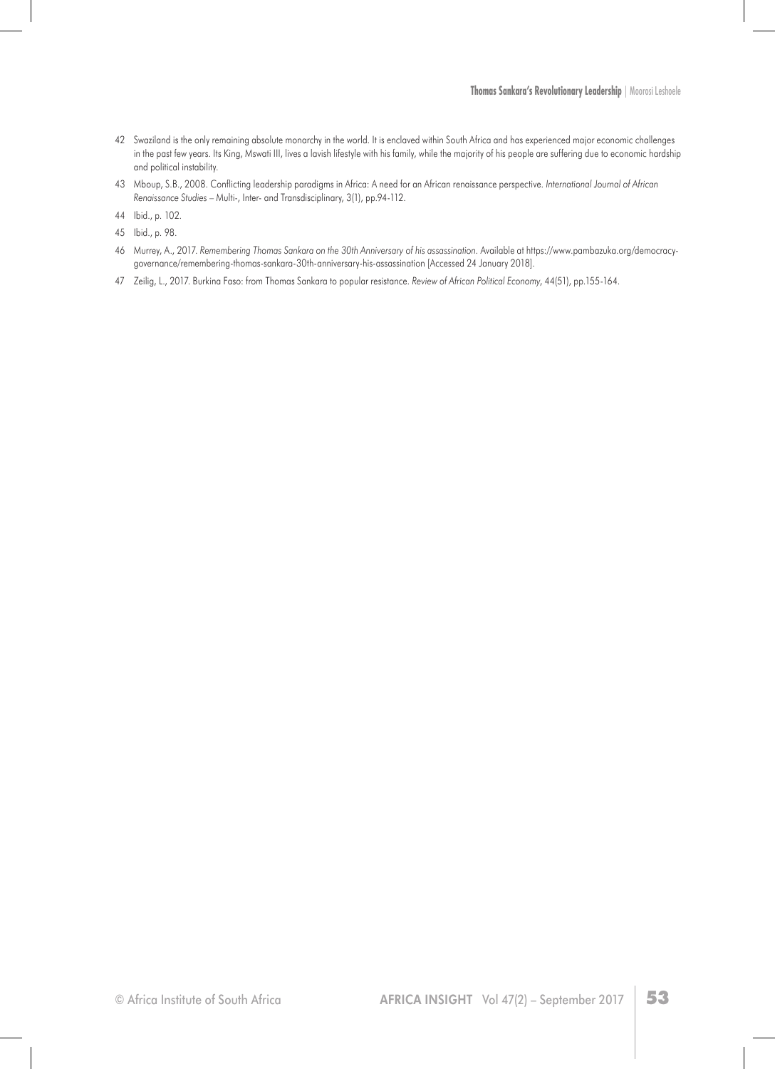42 Swaziland is the only remaining absolute monarchy in the world. It is enclaved within South Africa and has experienced major economic challenges in the past few years. Its King, Mswati III, lives a lavish lifestyle with his family, while the majority of his people are suffering due to economic hardship and political instability.

43 Mboup, S.B., 2008. Conflicting leadership paradigms in Africa: A need for an African renaissance perspective. *International Journal of African Renaissance Studies* – Multi-, Inter- and Transdisciplinary, 3(1), pp.94-112.

44 Ibid., p. 102.

45 Ibid., p. 98.

46 Murrey, A., 2017. *Remembering Thomas Sankara on the 30th Anniversary of his assassination*. Available at https://www.pambazuka.org/democracy-governance/remembering-thomas-sankara-30th-anniversary-his-assassination [Accessed 24 January 2018].

47 Zeilig, L., 2017. Burkina Faso: from Thomas Sankara to popular resistance. *Review of African Political Economy*, 44(51), pp.155-164.